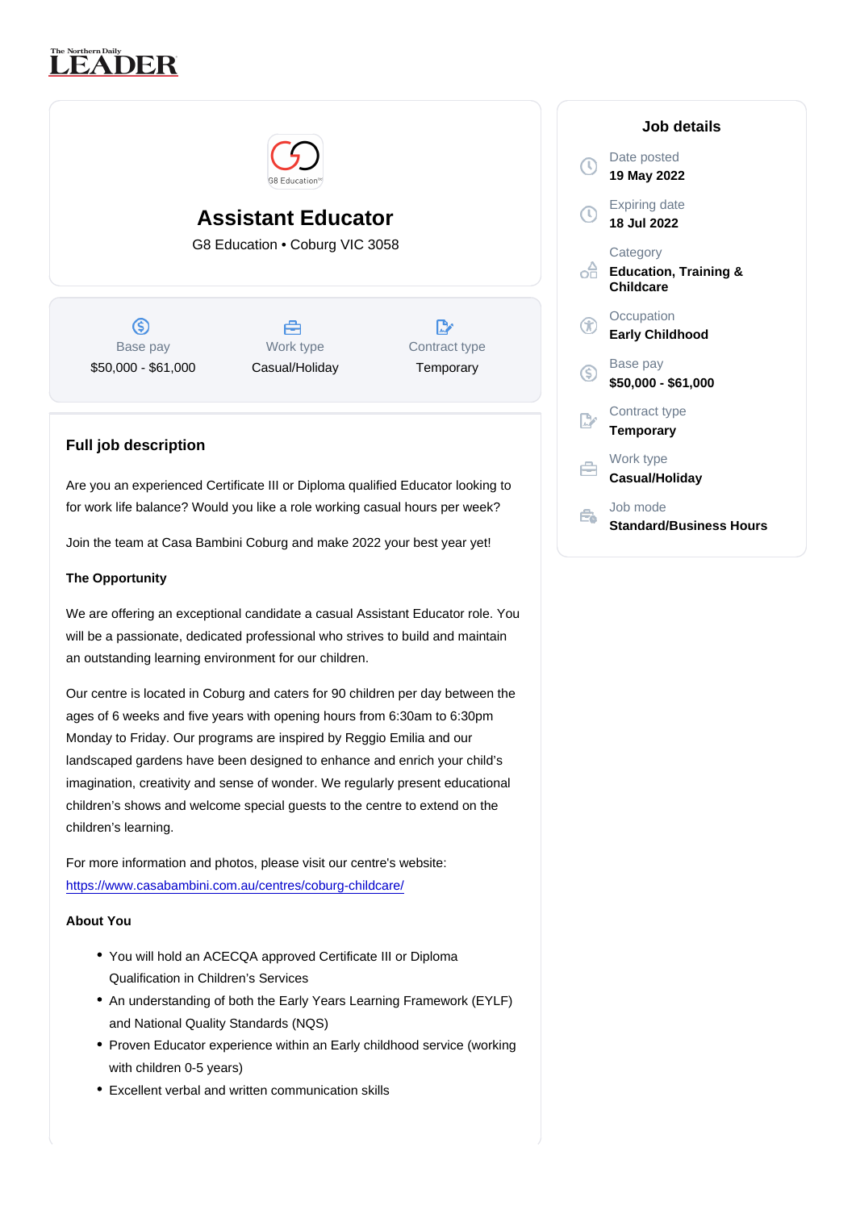The Northern Daily LEADER

# Assistant Educator

G8 Education • Coburg VIC 3058

| Base pay | Work type | Contract type |
|---|---|---|
| $50,000 - $61,000 | Casual/Holiday | Temporary |

## Job details

**Date posted**
19 May 2022

**Expiring date**
18 Jul 2022

**Category**
Education, Training & Childcare

**Occupation**
Early Childhood

**Base pay**
$50,000 - $61,000

**Contract type**
Temporary

**Work type**
Casual/Holiday

**Job mode**
Standard/Business Hours

## Full job description

Are you an experienced Certificate III or Diploma qualified Educator looking to for work life balance? Would you like a role working casual hours per week?

Join the team at Casa Bambini Coburg and make 2022 your best year yet!

**The Opportunity**

We are offering an exceptional candidate a casual Assistant Educator role. You will be a passionate, dedicated professional who strives to build and maintain an outstanding learning environment for our children.

Our centre is located in Coburg and caters for 90 children per day between the ages of 6 weeks and five years with opening hours from 6:30am to 6:30pm Monday to Friday. Our programs are inspired by Reggio Emilia and our landscaped gardens have been designed to enhance and enrich your child's imagination, creativity and sense of wonder. We regularly present educational children's shows and welcome special guests to the centre to extend on the children's learning.

For more information and photos, please visit our centre's website: https://www.casabambini.com.au/centres/coburg-childcare/

**About You**

- You will hold an ACECQA approved Certificate III or Diploma Qualification in Children's Services
- An understanding of both the Early Years Learning Framework (EYLF) and National Quality Standards (NQS)
- Proven Educator experience within an Early childhood service (working with children 0-5 years)
- Excellent verbal and written communication skills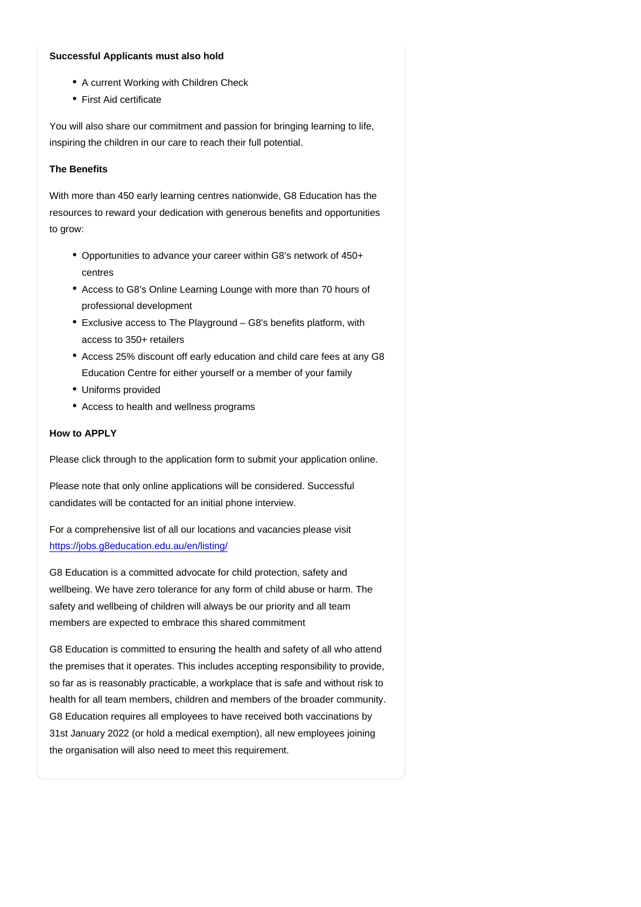**Successful Applicants must also hold**

- A current Working with Children Check
- First Aid certificate

You will also share our commitment and passion for bringing learning to life, inspiring the children in our care to reach their full potential.

**The Benefits**

With more than 450 early learning centres nationwide, G8 Education has the resources to reward your dedication with generous benefits and opportunities to grow:

- Opportunities to advance your career within G8's network of 450+ centres
- Access to G8's Online Learning Lounge with more than 70 hours of professional development
- Exclusive access to The Playground – G8's benefits platform, with access to 350+ retailers
- Access 25% discount off early education and child care fees at any G8 Education Centre for either yourself or a member of your family
- Uniforms provided
- Access to health and wellness programs

**How to APPLY**

Please click through to the application form to submit your application online.

Please note that only online applications will be considered. Successful candidates will be contacted for an initial phone interview.

For a comprehensive list of all our locations and vacancies please visit https://jobs.g8education.edu.au/en/listing/

G8 Education is a committed advocate for child protection, safety and wellbeing. We have zero tolerance for any form of child abuse or harm. The safety and wellbeing of children will always be our priority and all team members are expected to embrace this shared commitment

G8 Education is committed to ensuring the health and safety of all who attend the premises that it operates. This includes accepting responsibility to provide, so far as is reasonably practicable, a workplace that is safe and without risk to health for all team members, children and members of the broader community. G8 Education requires all employees to have received both vaccinations by 31st January 2022 (or hold a medical exemption), all new employees joining the organisation will also need to meet this requirement.